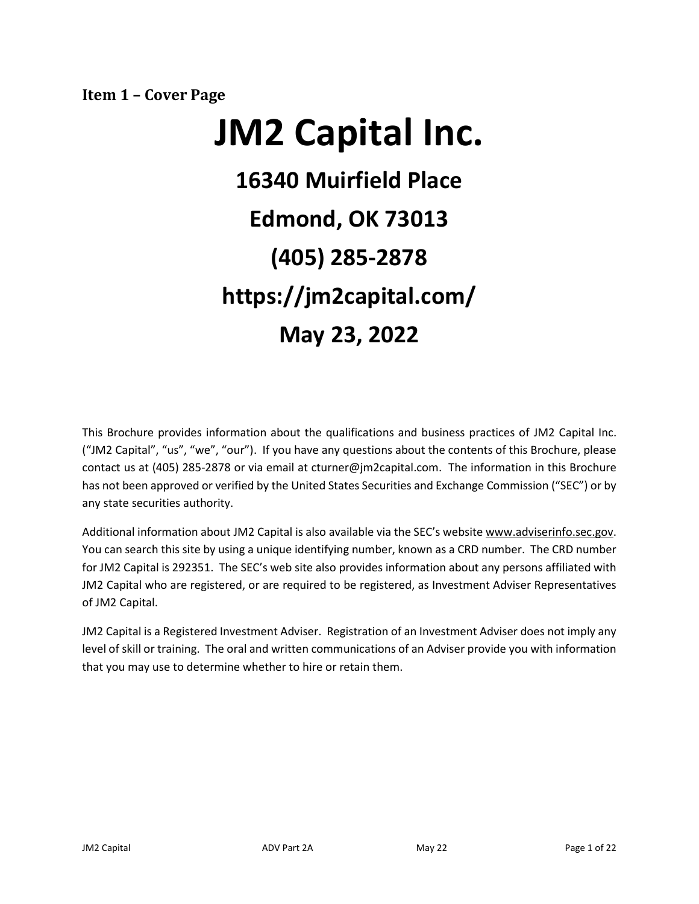**Item 1 – Cover Page**

# JM2 Capital Inc.

## 16340 Muirfield Place

## Edmond, OK 73013

## (405) 285-2878

## https://jm2capital.com/

## May 23, 2022

This Brochure provides information about the qualifications and business practices of JM2 Capital Inc. ("JM2 Capital", "us", "we", "our"). If you have any questions about the contents of this Brochure, please contact us at (405) 285-2878 or via email at cturner@jm2capital.com. The information in this Brochure has not been approved or verified by the United States Securities and Exchange Commission ("SEC") or by any state securities authority.

Additional information about JM2 Capital is also available via the SEC's website www.adviserinfo.sec.gov. You can search this site by using a unique identifying number, known as a CRD number. The CRD number for JM2 Capital is 292351. The SEC's web site also provides information about any persons affiliated with JM2 Capital who are registered, or are required to be registered, as Investment Adviser Representatives of JM2 Capital.

JM2 Capital is a Registered Investment Adviser. Registration of an Investment Adviser does not imply any level of skill or training. The oral and written communications of an Adviser provide you with information that you may use to determine whether to hire or retain them.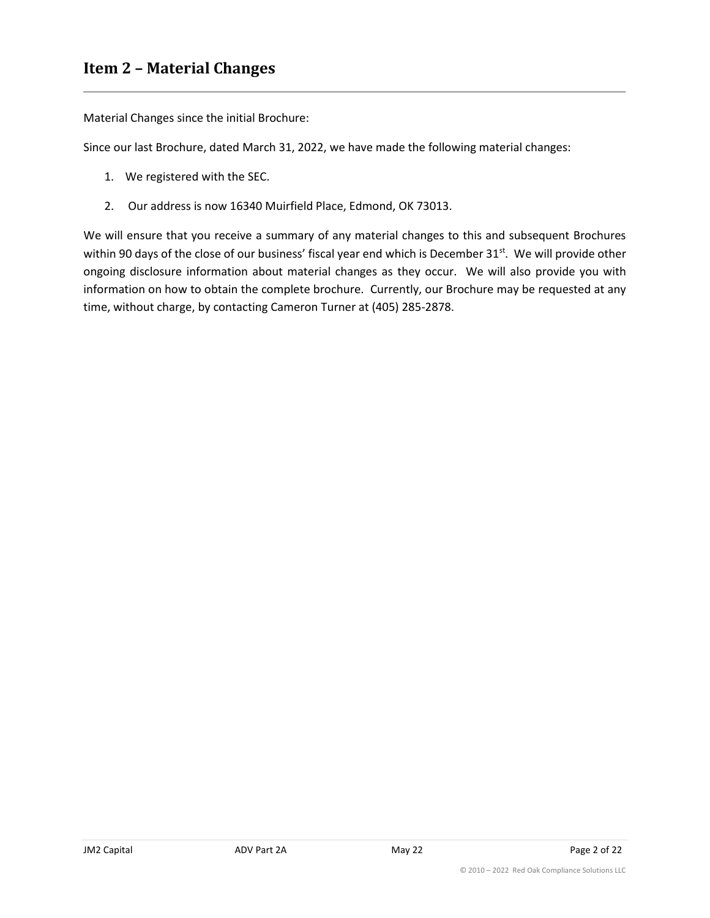## Item 2 – Material Changes

Material Changes since the initial Brochure:

Since our last Brochure, dated March 31, 2022, we have made the following material changes:

1. We registered with the SEC.
2. Our address is now 16340 Muirfield Place, Edmond, OK 73013.

We will ensure that you receive a summary of any material changes to this and subsequent Brochures within 90 days of the close of our business' fiscal year end which is December 31st. We will provide other ongoing disclosure information about material changes as they occur. We will also provide you with information on how to obtain the complete brochure. Currently, our Brochure may be requested at any time, without charge, by contacting Cameron Turner at (405) 285-2878.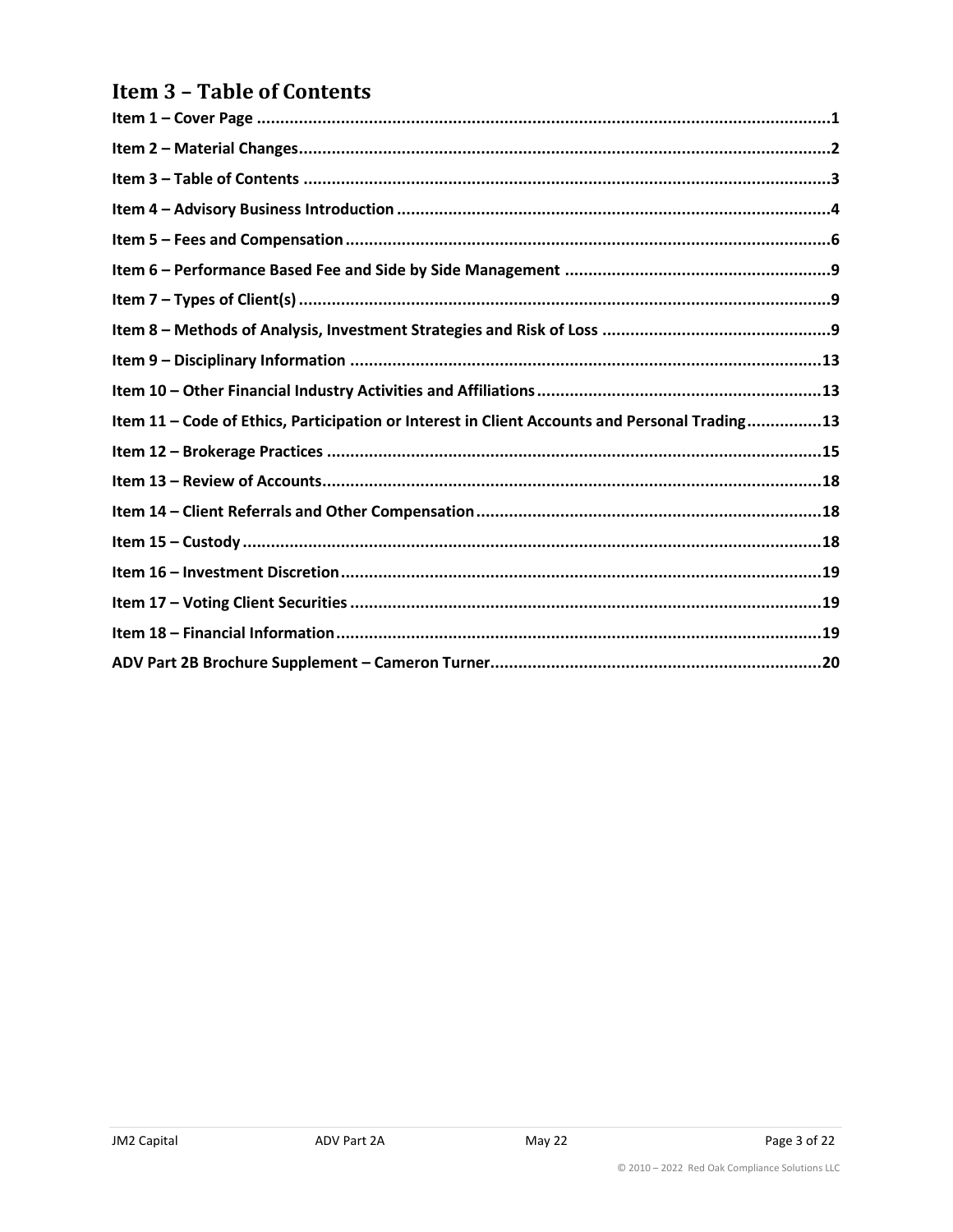# Item 3 – Table of Contents

**Item 1 – Cover Page ....................................................................................................................1**

**Item 2 – Material Changes...........................................................................................................2**

**Item 3 – Table of Contents ...........................................................................................................3**

**Item 4 – Advisory Business Introduction .......................................................................................4**

**Item 5 – Fees and Compensation..................................................................................................6**

**Item 6 – Performance Based Fee and Side by Side Management ....................................................9**

**Item 7 – Types of Client(s) ............................................................................................................9**

**Item 8 – Methods of Analysis, Investment Strategies and Risk of Loss ............................................9**

**Item 9 – Disciplinary Information ...............................................................................................13**

**Item 10 – Other Financial Industry Activities and Affiliations .......................................................13**

**Item 11 – Code of Ethics, Participation or Interest in Client Accounts and Personal Trading...............13**

**Item 12 – Brokerage Practices ....................................................................................................15**

**Item 13 – Review of Accounts.....................................................................................................18**

**Item 14 – Client Referrals and Other Compensation.....................................................................18**

**Item 15 – Custody .....................................................................................................................18**

**Item 16 – Investment Discretion.................................................................................................19**

**Item 17 – Voting Client Securities ...............................................................................................19**

**Item 18 – Financial Information.................................................................................................19**

**ADV Part 2B Brochure Supplement – Cameron Turner..................................................................20**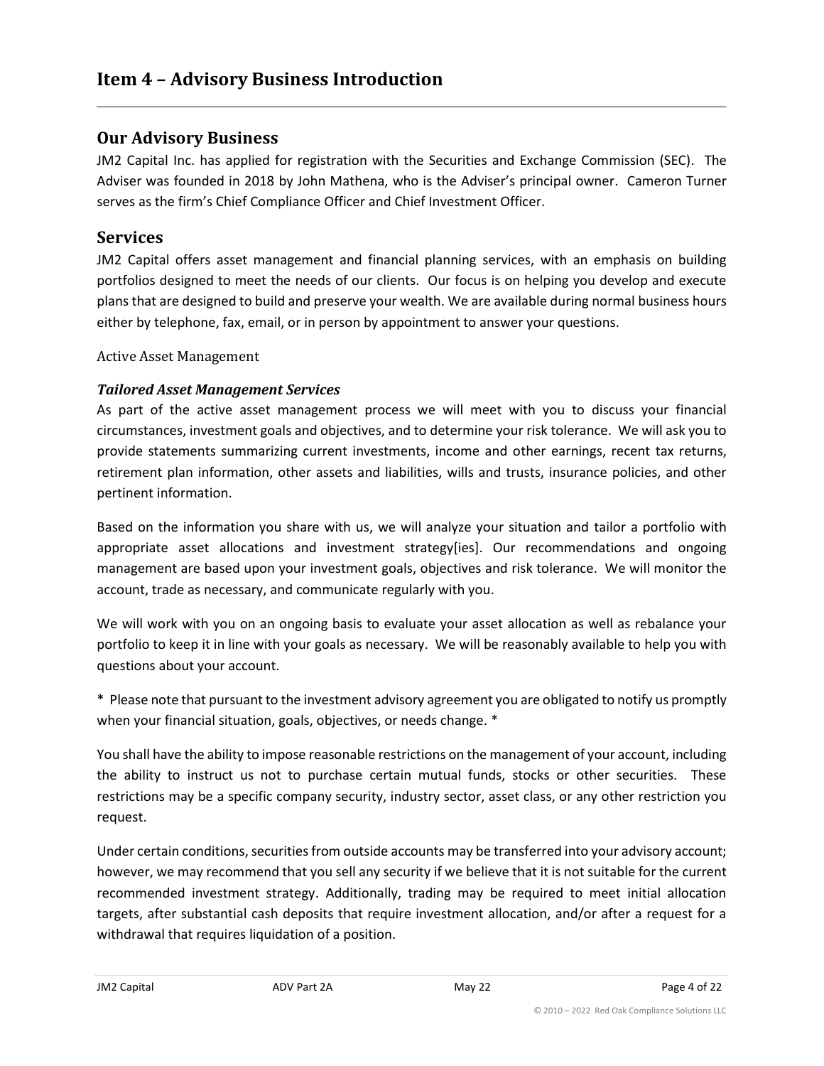# Item 4 – Advisory Business Introduction

## Our Advisory Business

JM2 Capital Inc. has applied for registration with the Securities and Exchange Commission (SEC). The Adviser was founded in 2018 by John Mathena, who is the Adviser's principal owner. Cameron Turner serves as the firm's Chief Compliance Officer and Chief Investment Officer.

## Services

JM2 Capital offers asset management and financial planning services, with an emphasis on building portfolios designed to meet the needs of our clients. Our focus is on helping you develop and execute plans that are designed to build and preserve your wealth. We are available during normal business hours either by telephone, fax, email, or in person by appointment to answer your questions.

Active Asset Management

***Tailored Asset Management Services***

As part of the active asset management process we will meet with you to discuss your financial circumstances, investment goals and objectives, and to determine your risk tolerance. We will ask you to provide statements summarizing current investments, income and other earnings, recent tax returns, retirement plan information, other assets and liabilities, wills and trusts, insurance policies, and other pertinent information.

Based on the information you share with us, we will analyze your situation and tailor a portfolio with appropriate asset allocations and investment strategy[ies]. Our recommendations and ongoing management are based upon your investment goals, objectives and risk tolerance. We will monitor the account, trade as necessary, and communicate regularly with you.

We will work with you on an ongoing basis to evaluate your asset allocation as well as rebalance your portfolio to keep it in line with your goals as necessary. We will be reasonably available to help you with questions about your account.

\* Please note that pursuant to the investment advisory agreement you are obligated to notify us promptly when your financial situation, goals, objectives, or needs change. \*

You shall have the ability to impose reasonable restrictions on the management of your account, including the ability to instruct us not to purchase certain mutual funds, stocks or other securities. These restrictions may be a specific company security, industry sector, asset class, or any other restriction you request.

Under certain conditions, securities from outside accounts may be transferred into your advisory account; however, we may recommend that you sell any security if we believe that it is not suitable for the current recommended investment strategy. Additionally, trading may be required to meet initial allocation targets, after substantial cash deposits that require investment allocation, and/or after a request for a withdrawal that requires liquidation of a position.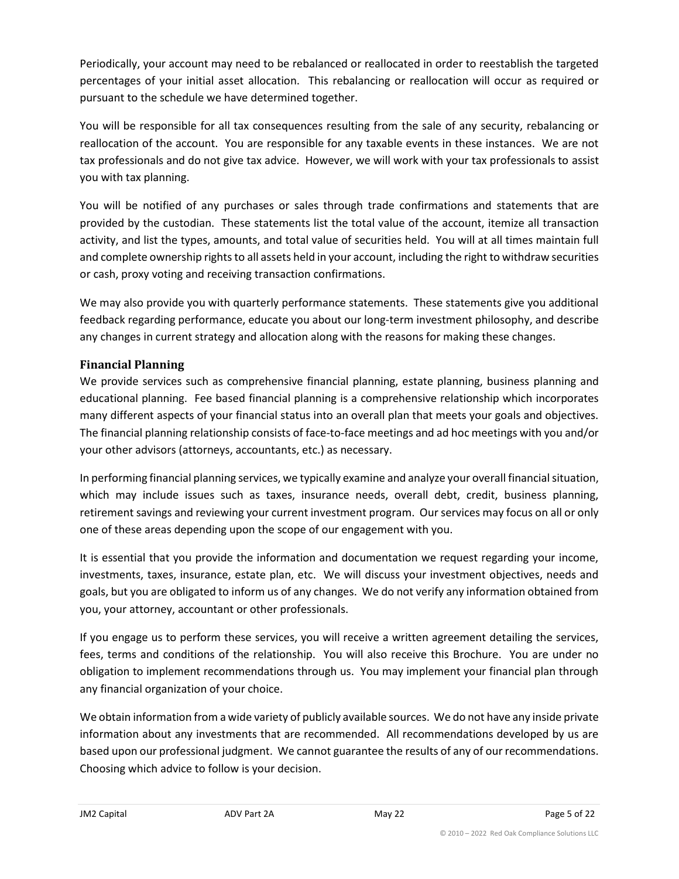Periodically, your account may need to be rebalanced or reallocated in order to reestablish the targeted percentages of your initial asset allocation. This rebalancing or reallocation will occur as required or pursuant to the schedule we have determined together.

You will be responsible for all tax consequences resulting from the sale of any security, rebalancing or reallocation of the account. You are responsible for any taxable events in these instances. We are not tax professionals and do not give tax advice. However, we will work with your tax professionals to assist you with tax planning.

You will be notified of any purchases or sales through trade confirmations and statements that are provided by the custodian. These statements list the total value of the account, itemize all transaction activity, and list the types, amounts, and total value of securities held. You will at all times maintain full and complete ownership rights to all assets held in your account, including the right to withdraw securities or cash, proxy voting and receiving transaction confirmations.

We may also provide you with quarterly performance statements. These statements give you additional feedback regarding performance, educate you about our long-term investment philosophy, and describe any changes in current strategy and allocation along with the reasons for making these changes.

### Financial Planning

We provide services such as comprehensive financial planning, estate planning, business planning and educational planning. Fee based financial planning is a comprehensive relationship which incorporates many different aspects of your financial status into an overall plan that meets your goals and objectives. The financial planning relationship consists of face-to-face meetings and ad hoc meetings with you and/or your other advisors (attorneys, accountants, etc.) as necessary.

In performing financial planning services, we typically examine and analyze your overall financial situation, which may include issues such as taxes, insurance needs, overall debt, credit, business planning, retirement savings and reviewing your current investment program. Our services may focus on all or only one of these areas depending upon the scope of our engagement with you.

It is essential that you provide the information and documentation we request regarding your income, investments, taxes, insurance, estate plan, etc. We will discuss your investment objectives, needs and goals, but you are obligated to inform us of any changes. We do not verify any information obtained from you, your attorney, accountant or other professionals.

If you engage us to perform these services, you will receive a written agreement detailing the services, fees, terms and conditions of the relationship. You will also receive this Brochure. You are under no obligation to implement recommendations through us. You may implement your financial plan through any financial organization of your choice.

We obtain information from a wide variety of publicly available sources. We do not have any inside private information about any investments that are recommended. All recommendations developed by us are based upon our professional judgment. We cannot guarantee the results of any of our recommendations. Choosing which advice to follow is your decision.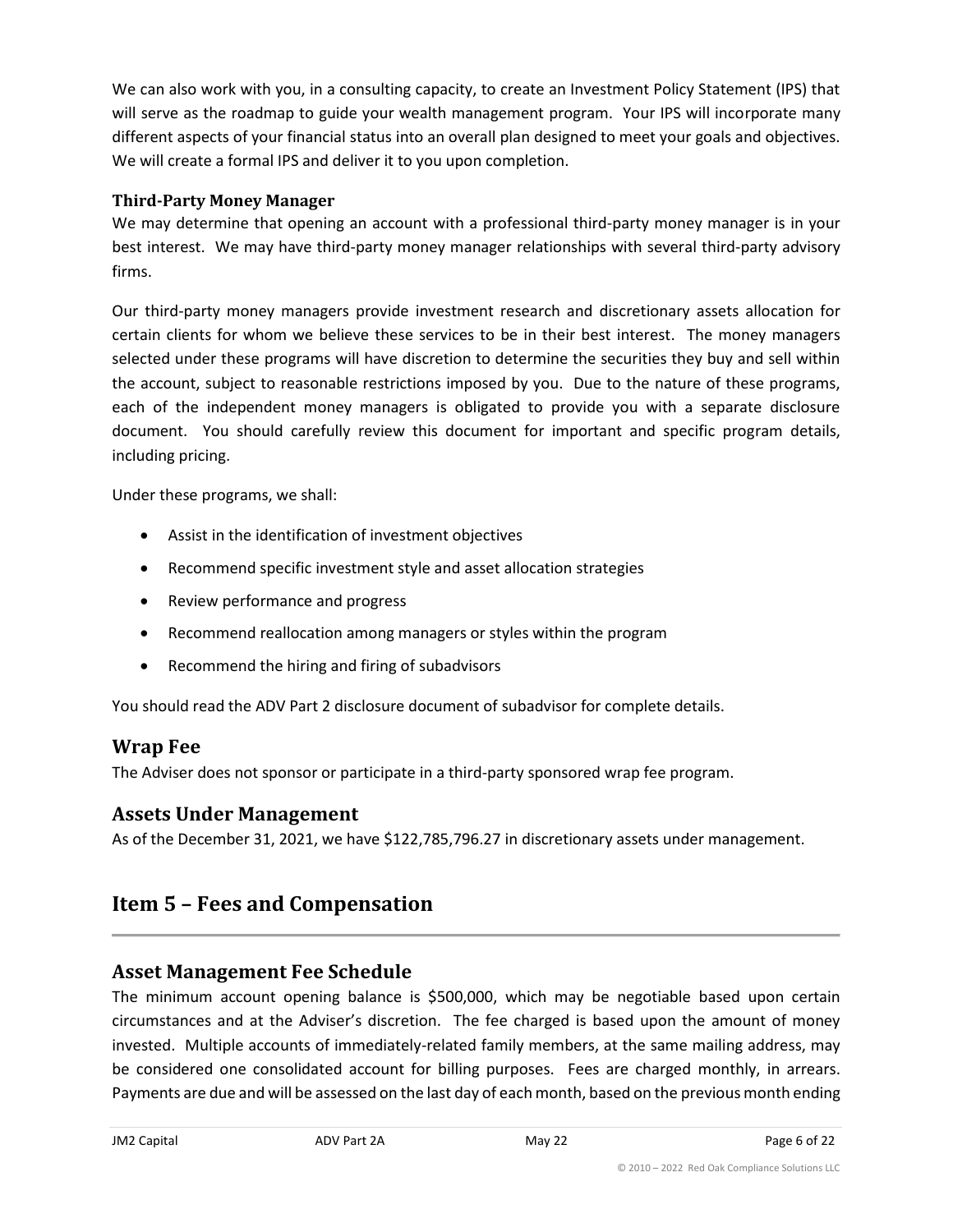We can also work with you, in a consulting capacity, to create an Investment Policy Statement (IPS) that will serve as the roadmap to guide your wealth management program. Your IPS will incorporate many different aspects of your financial status into an overall plan designed to meet your goals and objectives. We will create a formal IPS and deliver it to you upon completion.

### Third-Party Money Manager

We may determine that opening an account with a professional third-party money manager is in your best interest. We may have third-party money manager relationships with several third-party advisory firms.

Our third-party money managers provide investment research and discretionary assets allocation for certain clients for whom we believe these services to be in their best interest. The money managers selected under these programs will have discretion to determine the securities they buy and sell within the account, subject to reasonable restrictions imposed by you. Due to the nature of these programs, each of the independent money managers is obligated to provide you with a separate disclosure document. You should carefully review this document for important and specific program details, including pricing.

Under these programs, we shall:

- Assist in the identification of investment objectives
- Recommend specific investment style and asset allocation strategies
- Review performance and progress
- Recommend reallocation among managers or styles within the program
- Recommend the hiring and firing of subadvisors

You should read the ADV Part 2 disclosure document of subadvisor for complete details.

## Wrap Fee

The Adviser does not sponsor or participate in a third-party sponsored wrap fee program.

## Assets Under Management

As of the December 31, 2021, we have $122,785,796.27 in discretionary assets under management.

# Item 5 – Fees and Compensation

## Asset Management Fee Schedule

The minimum account opening balance is $500,000, which may be negotiable based upon certain circumstances and at the Adviser's discretion. The fee charged is based upon the amount of money invested. Multiple accounts of immediately-related family members, at the same mailing address, may be considered one consolidated account for billing purposes. Fees are charged monthly, in arrears. Payments are due and will be assessed on the last day of each month, based on the previous month ending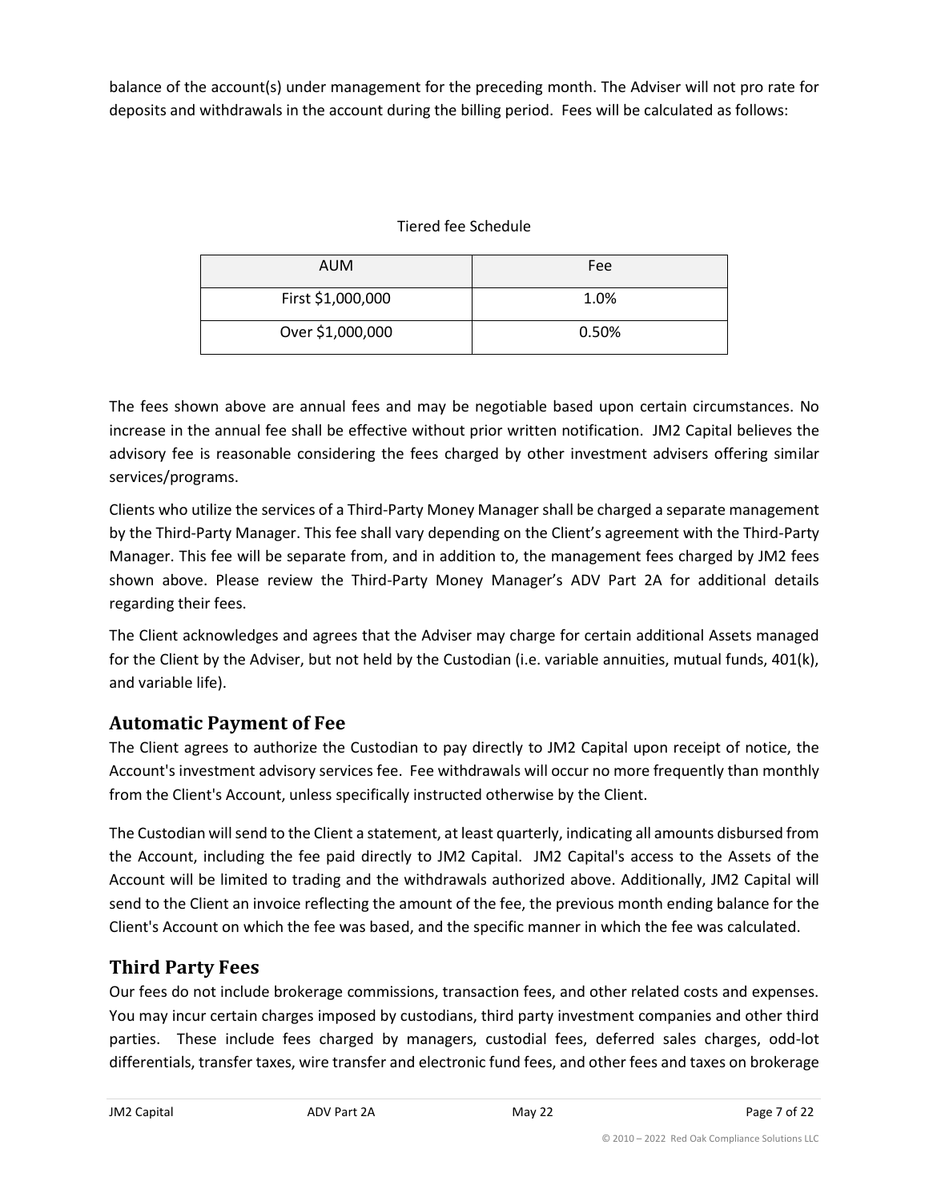balance of the account(s) under management for the preceding month. The Adviser will not pro rate for deposits and withdrawals in the account during the billing period. Fees will be calculated as follows:

Tiered fee Schedule

| AUM | Fee |
| --- | --- |
| First $1,000,000 | 1.0% |
| Over $1,000,000 | 0.50% |

The fees shown above are annual fees and may be negotiable based upon certain circumstances. No increase in the annual fee shall be effective without prior written notification. JM2 Capital believes the advisory fee is reasonable considering the fees charged by other investment advisers offering similar services/programs.

Clients who utilize the services of a Third-Party Money Manager shall be charged a separate management by the Third-Party Manager. This fee shall vary depending on the Client's agreement with the Third-Party Manager. This fee will be separate from, and in addition to, the management fees charged by JM2 fees shown above. Please review the Third-Party Money Manager's ADV Part 2A for additional details regarding their fees.

The Client acknowledges and agrees that the Adviser may charge for certain additional Assets managed for the Client by the Adviser, but not held by the Custodian (i.e. variable annuities, mutual funds, 401(k), and variable life).

## Automatic Payment of Fee

The Client agrees to authorize the Custodian to pay directly to JM2 Capital upon receipt of notice, the Account's investment advisory services fee. Fee withdrawals will occur no more frequently than monthly from the Client's Account, unless specifically instructed otherwise by the Client.

The Custodian will send to the Client a statement, at least quarterly, indicating all amounts disbursed from the Account, including the fee paid directly to JM2 Capital. JM2 Capital's access to the Assets of the Account will be limited to trading and the withdrawals authorized above. Additionally, JM2 Capital will send to the Client an invoice reflecting the amount of the fee, the previous month ending balance for the Client's Account on which the fee was based, and the specific manner in which the fee was calculated.

## Third Party Fees

Our fees do not include brokerage commissions, transaction fees, and other related costs and expenses. You may incur certain charges imposed by custodians, third party investment companies and other third parties. These include fees charged by managers, custodial fees, deferred sales charges, odd-lot differentials, transfer taxes, wire transfer and electronic fund fees, and other fees and taxes on brokerage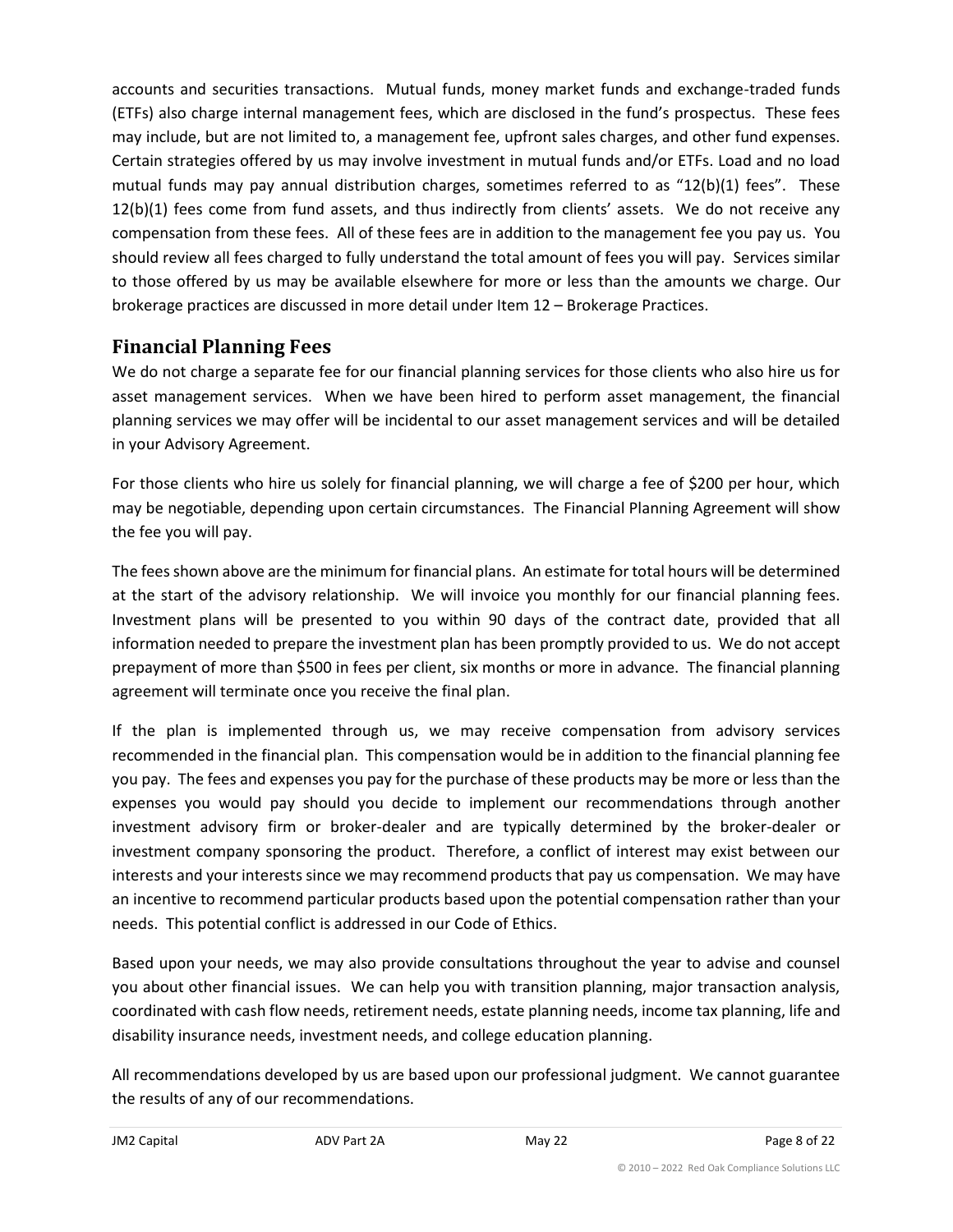accounts and securities transactions. Mutual funds, money market funds and exchange-traded funds (ETFs) also charge internal management fees, which are disclosed in the fund's prospectus. These fees may include, but are not limited to, a management fee, upfront sales charges, and other fund expenses. Certain strategies offered by us may involve investment in mutual funds and/or ETFs. Load and no load mutual funds may pay annual distribution charges, sometimes referred to as "12(b)(1) fees". These 12(b)(1) fees come from fund assets, and thus indirectly from clients' assets. We do not receive any compensation from these fees. All of these fees are in addition to the management fee you pay us. You should review all fees charged to fully understand the total amount of fees you will pay. Services similar to those offered by us may be available elsewhere for more or less than the amounts we charge. Our brokerage practices are discussed in more detail under Item 12 – Brokerage Practices.

## Financial Planning Fees

We do not charge a separate fee for our financial planning services for those clients who also hire us for asset management services. When we have been hired to perform asset management, the financial planning services we may offer will be incidental to our asset management services and will be detailed in your Advisory Agreement.

For those clients who hire us solely for financial planning, we will charge a fee of $200 per hour, which may be negotiable, depending upon certain circumstances. The Financial Planning Agreement will show the fee you will pay.

The fees shown above are the minimum for financial plans. An estimate for total hours will be determined at the start of the advisory relationship. We will invoice you monthly for our financial planning fees. Investment plans will be presented to you within 90 days of the contract date, provided that all information needed to prepare the investment plan has been promptly provided to us. We do not accept prepayment of more than $500 in fees per client, six months or more in advance. The financial planning agreement will terminate once you receive the final plan.

If the plan is implemented through us, we may receive compensation from advisory services recommended in the financial plan. This compensation would be in addition to the financial planning fee you pay. The fees and expenses you pay for the purchase of these products may be more or less than the expenses you would pay should you decide to implement our recommendations through another investment advisory firm or broker-dealer and are typically determined by the broker-dealer or investment company sponsoring the product. Therefore, a conflict of interest may exist between our interests and your interests since we may recommend products that pay us compensation. We may have an incentive to recommend particular products based upon the potential compensation rather than your needs. This potential conflict is addressed in our Code of Ethics.

Based upon your needs, we may also provide consultations throughout the year to advise and counsel you about other financial issues. We can help you with transition planning, major transaction analysis, coordinated with cash flow needs, retirement needs, estate planning needs, income tax planning, life and disability insurance needs, investment needs, and college education planning.

All recommendations developed by us are based upon our professional judgment. We cannot guarantee the results of any of our recommendations.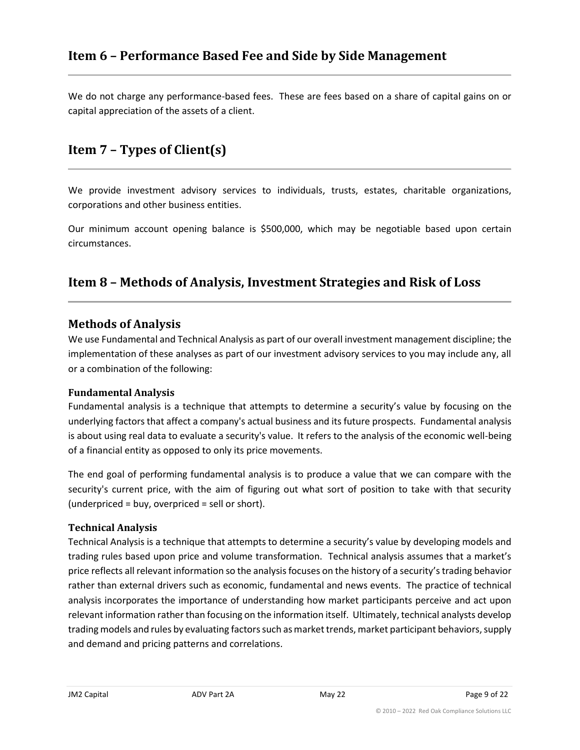## Item 6 – Performance Based Fee and Side by Side Management

We do not charge any performance-based fees. These are fees based on a share of capital gains on or capital appreciation of the assets of a client.

## Item 7 – Types of Client(s)

We provide investment advisory services to individuals, trusts, estates, charitable organizations, corporations and other business entities.

Our minimum account opening balance is $500,000, which may be negotiable based upon certain circumstances.

## Item 8 – Methods of Analysis, Investment Strategies and Risk of Loss

### Methods of Analysis

We use Fundamental and Technical Analysis as part of our overall investment management discipline; the implementation of these analyses as part of our investment advisory services to you may include any, all or a combination of the following:

#### Fundamental Analysis

Fundamental analysis is a technique that attempts to determine a security's value by focusing on the underlying factors that affect a company's actual business and its future prospects. Fundamental analysis is about using real data to evaluate a security's value. It refers to the analysis of the economic well-being of a financial entity as opposed to only its price movements.

The end goal of performing fundamental analysis is to produce a value that we can compare with the security's current price, with the aim of figuring out what sort of position to take with that security (underpriced = buy, overpriced = sell or short).

#### Technical Analysis

Technical Analysis is a technique that attempts to determine a security's value by developing models and trading rules based upon price and volume transformation. Technical analysis assumes that a market's price reflects all relevant information so the analysis focuses on the history of a security's trading behavior rather than external drivers such as economic, fundamental and news events. The practice of technical analysis incorporates the importance of understanding how market participants perceive and act upon relevant information rather than focusing on the information itself. Ultimately, technical analysts develop trading models and rules by evaluating factors such as market trends, market participant behaviors, supply and demand and pricing patterns and correlations.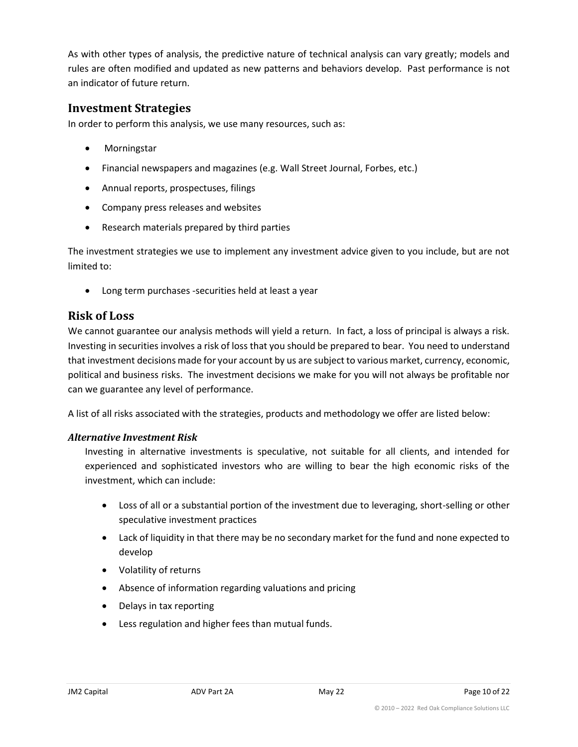As with other types of analysis, the predictive nature of technical analysis can vary greatly; models and rules are often modified and updated as new patterns and behaviors develop. Past performance is not an indicator of future return.

## Investment Strategies

In order to perform this analysis, we use many resources, such as:

- Morningstar
- Financial newspapers and magazines (e.g. Wall Street Journal, Forbes, etc.)
- Annual reports, prospectuses, filings
- Company press releases and websites
- Research materials prepared by third parties

The investment strategies we use to implement any investment advice given to you include, but are not limited to:

- Long term purchases -securities held at least a year

## Risk of Loss

We cannot guarantee our analysis methods will yield a return. In fact, a loss of principal is always a risk. Investing in securities involves a risk of loss that you should be prepared to bear. You need to understand that investment decisions made for your account by us are subject to various market, currency, economic, political and business risks. The investment decisions we make for you will not always be profitable nor can we guarantee any level of performance.

A list of all risks associated with the strategies, products and methodology we offer are listed below:

### *Alternative Investment Risk*

Investing in alternative investments is speculative, not suitable for all clients, and intended for experienced and sophisticated investors who are willing to bear the high economic risks of the investment, which can include:

- Loss of all or a substantial portion of the investment due to leveraging, short-selling or other speculative investment practices
- Lack of liquidity in that there may be no secondary market for the fund and none expected to develop
- Volatility of returns
- Absence of information regarding valuations and pricing
- Delays in tax reporting
- Less regulation and higher fees than mutual funds.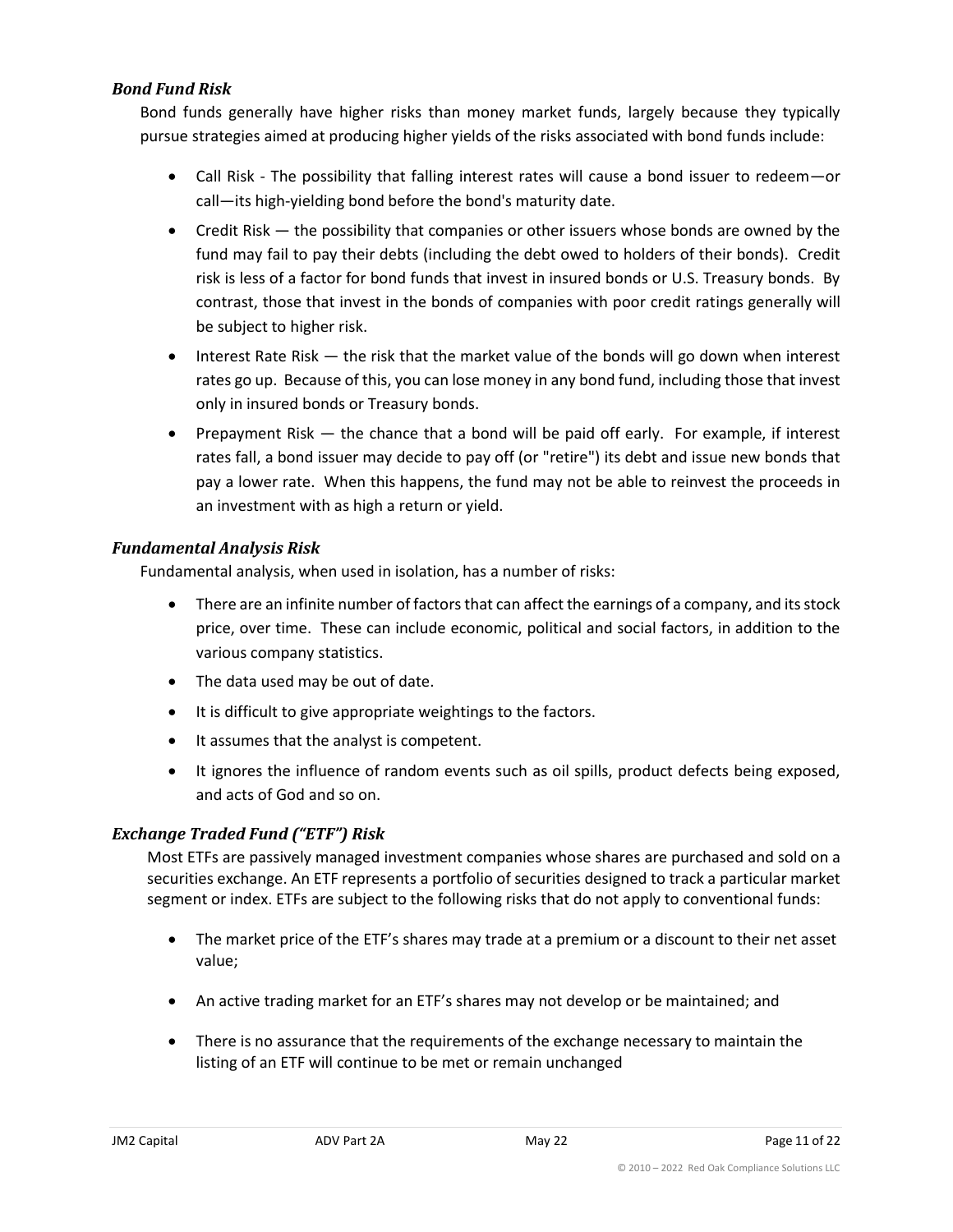### *Bond Fund Risk*

Bond funds generally have higher risks than money market funds, largely because they typically pursue strategies aimed at producing higher yields of the risks associated with bond funds include:

- Call Risk - The possibility that falling interest rates will cause a bond issuer to redeem—or call—its high-yielding bond before the bond's maturity date.
- Credit Risk — the possibility that companies or other issuers whose bonds are owned by the fund may fail to pay their debts (including the debt owed to holders of their bonds). Credit risk is less of a factor for bond funds that invest in insured bonds or U.S. Treasury bonds. By contrast, those that invest in the bonds of companies with poor credit ratings generally will be subject to higher risk.
- Interest Rate Risk — the risk that the market value of the bonds will go down when interest rates go up. Because of this, you can lose money in any bond fund, including those that invest only in insured bonds or Treasury bonds.
- Prepayment Risk — the chance that a bond will be paid off early. For example, if interest rates fall, a bond issuer may decide to pay off (or "retire") its debt and issue new bonds that pay a lower rate. When this happens, the fund may not be able to reinvest the proceeds in an investment with as high a return or yield.

### *Fundamental Analysis Risk*

Fundamental analysis, when used in isolation, has a number of risks:

- There are an infinite number of factors that can affect the earnings of a company, and its stock price, over time. These can include economic, political and social factors, in addition to the various company statistics.
- The data used may be out of date.
- It is difficult to give appropriate weightings to the factors.
- It assumes that the analyst is competent.
- It ignores the influence of random events such as oil spills, product defects being exposed, and acts of God and so on.

### *Exchange Traded Fund ("ETF") Risk*

Most ETFs are passively managed investment companies whose shares are purchased and sold on a securities exchange. An ETF represents a portfolio of securities designed to track a particular market segment or index. ETFs are subject to the following risks that do not apply to conventional funds:

- The market price of the ETF's shares may trade at a premium or a discount to their net asset value;
- An active trading market for an ETF's shares may not develop or be maintained; and
- There is no assurance that the requirements of the exchange necessary to maintain the listing of an ETF will continue to be met or remain unchanged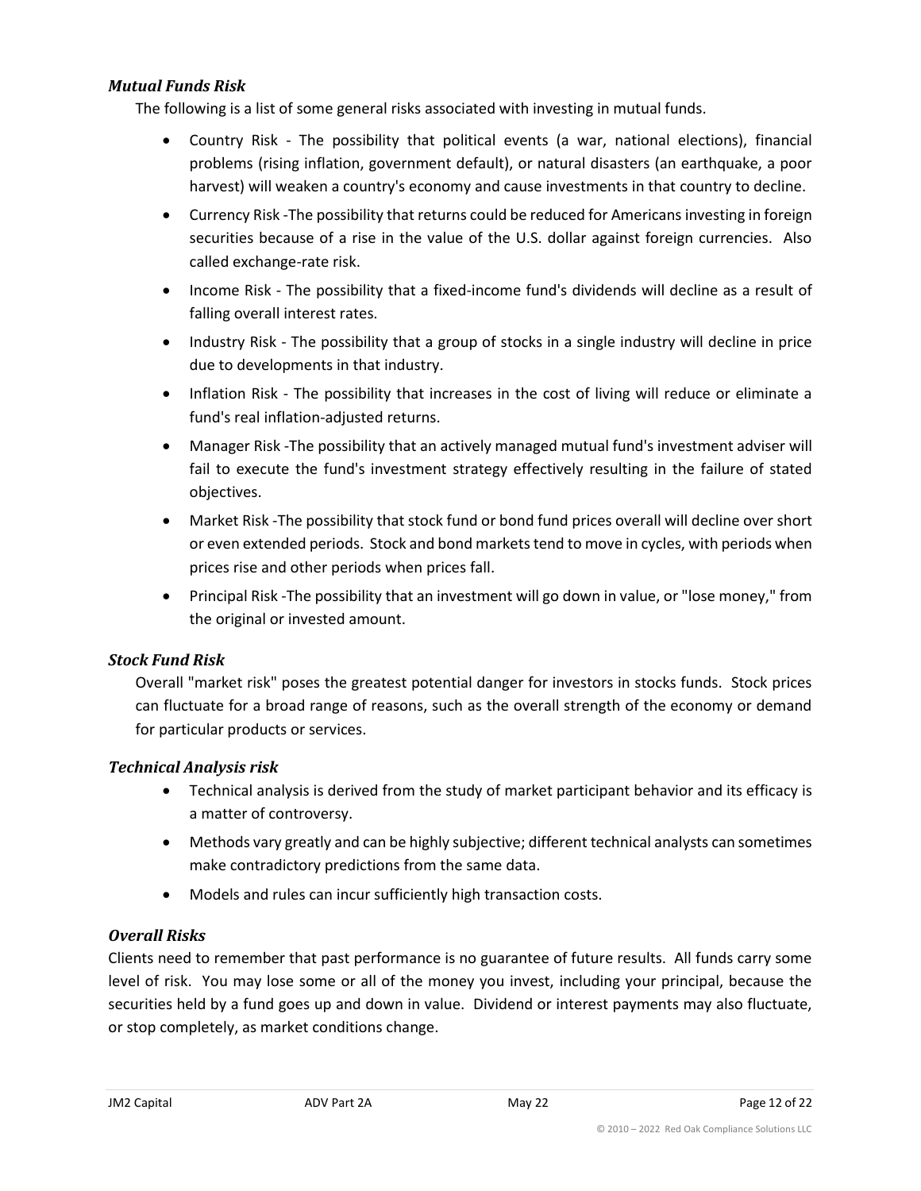### *Mutual Funds Risk*

The following is a list of some general risks associated with investing in mutual funds.

- Country Risk - The possibility that political events (a war, national elections), financial problems (rising inflation, government default), or natural disasters (an earthquake, a poor harvest) will weaken a country's economy and cause investments in that country to decline.
- Currency Risk -The possibility that returns could be reduced for Americans investing in foreign securities because of a rise in the value of the U.S. dollar against foreign currencies. Also called exchange-rate risk.
- Income Risk - The possibility that a fixed-income fund's dividends will decline as a result of falling overall interest rates.
- Industry Risk - The possibility that a group of stocks in a single industry will decline in price due to developments in that industry.
- Inflation Risk - The possibility that increases in the cost of living will reduce or eliminate a fund's real inflation-adjusted returns.
- Manager Risk -The possibility that an actively managed mutual fund's investment adviser will fail to execute the fund's investment strategy effectively resulting in the failure of stated objectives.
- Market Risk -The possibility that stock fund or bond fund prices overall will decline over short or even extended periods. Stock and bond markets tend to move in cycles, with periods when prices rise and other periods when prices fall.
- Principal Risk -The possibility that an investment will go down in value, or "lose money," from the original or invested amount.

### *Stock Fund Risk*

Overall "market risk" poses the greatest potential danger for investors in stocks funds. Stock prices can fluctuate for a broad range of reasons, such as the overall strength of the economy or demand for particular products or services.

### *Technical Analysis risk*

- Technical analysis is derived from the study of market participant behavior and its efficacy is a matter of controversy.
- Methods vary greatly and can be highly subjective; different technical analysts can sometimes make contradictory predictions from the same data.
- Models and rules can incur sufficiently high transaction costs.

### *Overall Risks*

Clients need to remember that past performance is no guarantee of future results. All funds carry some level of risk. You may lose some or all of the money you invest, including your principal, because the securities held by a fund goes up and down in value. Dividend or interest payments may also fluctuate, or stop completely, as market conditions change.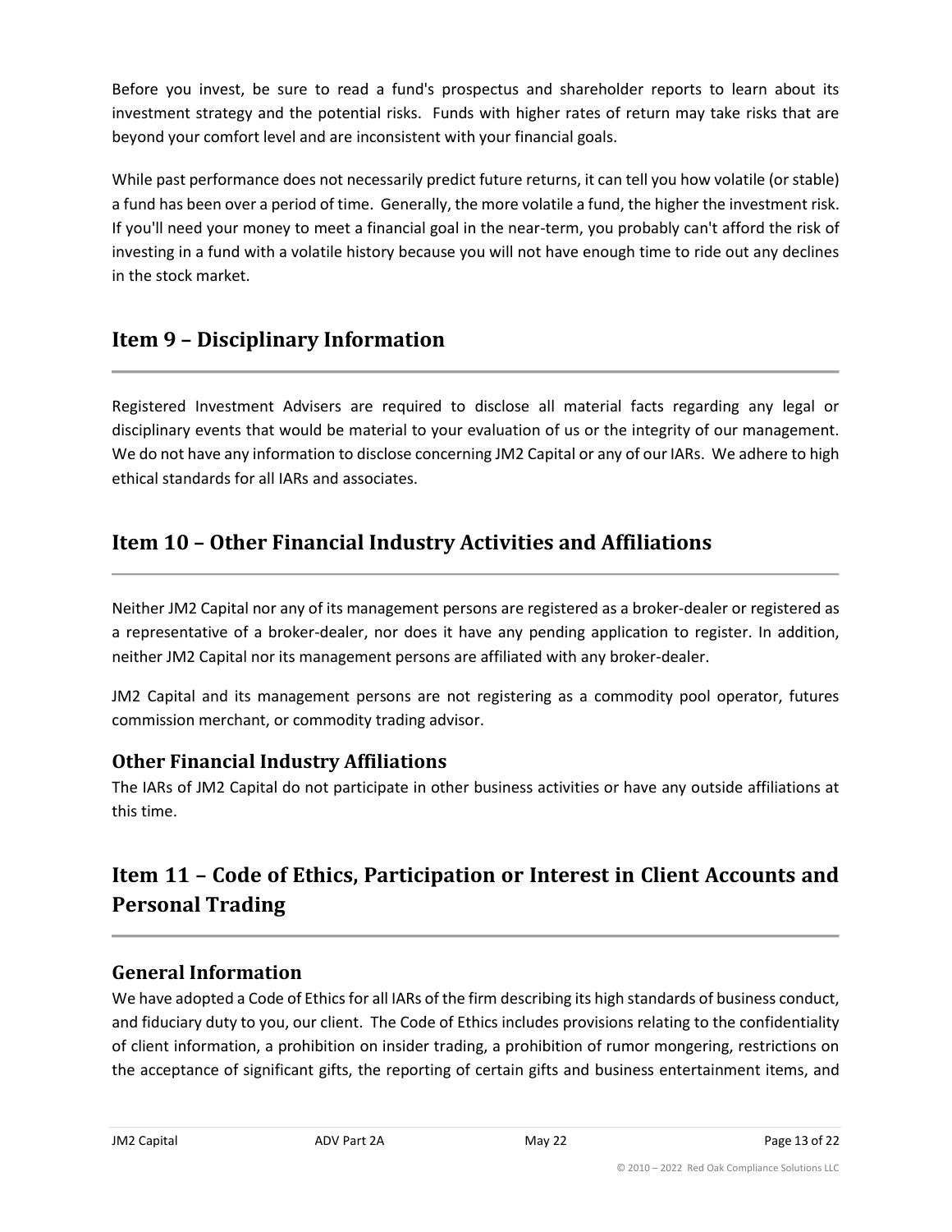Before you invest, be sure to read a fund's prospectus and shareholder reports to learn about its investment strategy and the potential risks. Funds with higher rates of return may take risks that are beyond your comfort level and are inconsistent with your financial goals.

While past performance does not necessarily predict future returns, it can tell you how volatile (or stable) a fund has been over a period of time. Generally, the more volatile a fund, the higher the investment risk. If you'll need your money to meet a financial goal in the near-term, you probably can't afford the risk of investing in a fund with a volatile history because you will not have enough time to ride out any declines in the stock market.

## Item 9 – Disciplinary Information

Registered Investment Advisers are required to disclose all material facts regarding any legal or disciplinary events that would be material to your evaluation of us or the integrity of our management. We do not have any information to disclose concerning JM2 Capital or any of our IARs. We adhere to high ethical standards for all IARs and associates.

## Item 10 – Other Financial Industry Activities and Affiliations

Neither JM2 Capital nor any of its management persons are registered as a broker-dealer or registered as a representative of a broker-dealer, nor does it have any pending application to register. In addition, neither JM2 Capital nor its management persons are affiliated with any broker-dealer.

JM2 Capital and its management persons are not registering as a commodity pool operator, futures commission merchant, or commodity trading advisor.

### Other Financial Industry Affiliations

The IARs of JM2 Capital do not participate in other business activities or have any outside affiliations at this time.

## Item 11 – Code of Ethics, Participation or Interest in Client Accounts and Personal Trading

### General Information

We have adopted a Code of Ethics for all IARs of the firm describing its high standards of business conduct, and fiduciary duty to you, our client. The Code of Ethics includes provisions relating to the confidentiality of client information, a prohibition on insider trading, a prohibition of rumor mongering, restrictions on the acceptance of significant gifts, the reporting of certain gifts and business entertainment items, and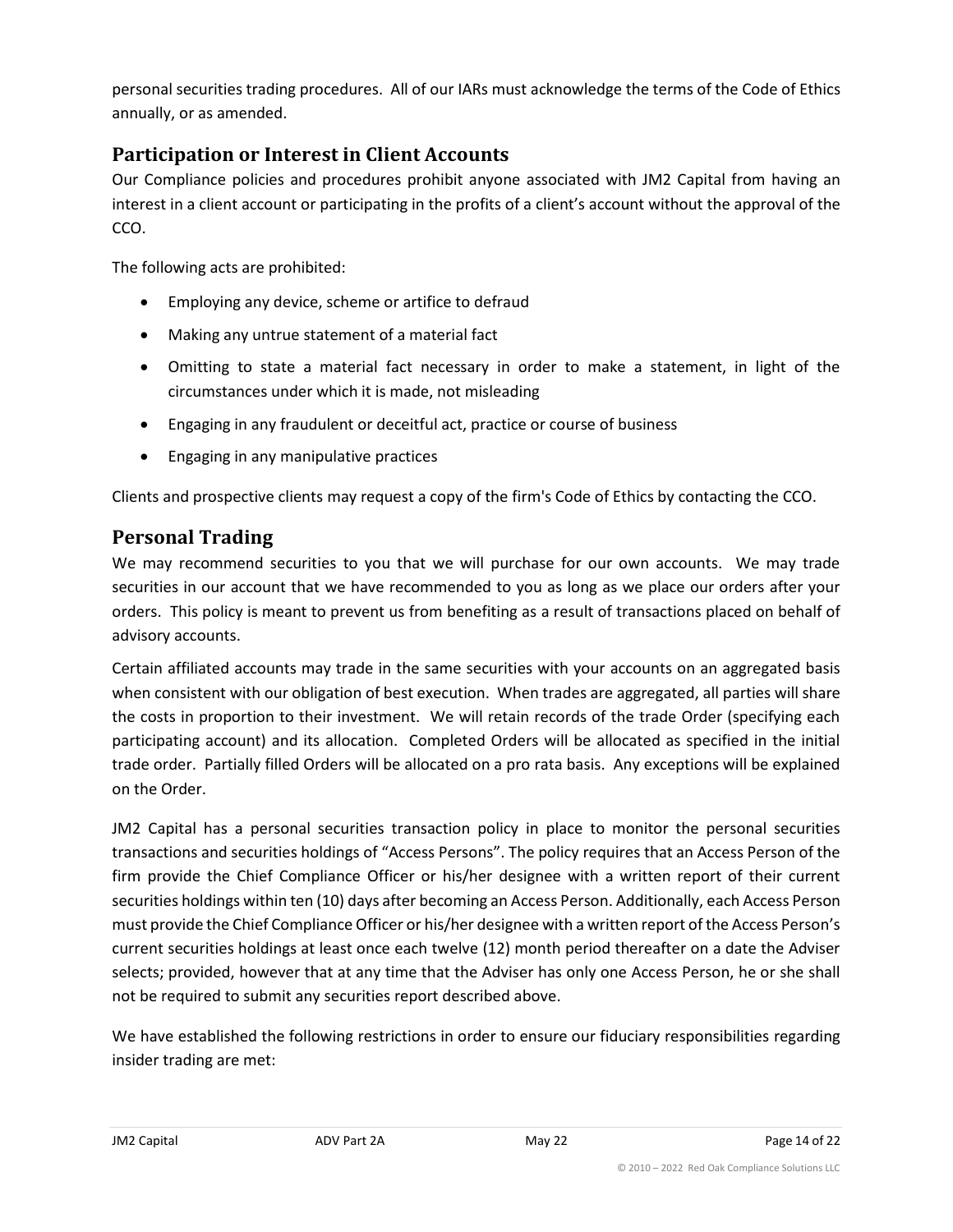personal securities trading procedures. All of our IARs must acknowledge the terms of the Code of Ethics annually, or as amended.

## Participation or Interest in Client Accounts

Our Compliance policies and procedures prohibit anyone associated with JM2 Capital from having an interest in a client account or participating in the profits of a client's account without the approval of the CCO.

The following acts are prohibited:

- Employing any device, scheme or artifice to defraud
- Making any untrue statement of a material fact
- Omitting to state a material fact necessary in order to make a statement, in light of the circumstances under which it is made, not misleading
- Engaging in any fraudulent or deceitful act, practice or course of business
- Engaging in any manipulative practices

Clients and prospective clients may request a copy of the firm's Code of Ethics by contacting the CCO.

## Personal Trading

We may recommend securities to you that we will purchase for our own accounts. We may trade securities in our account that we have recommended to you as long as we place our orders after your orders. This policy is meant to prevent us from benefiting as a result of transactions placed on behalf of advisory accounts.

Certain affiliated accounts may trade in the same securities with your accounts on an aggregated basis when consistent with our obligation of best execution. When trades are aggregated, all parties will share the costs in proportion to their investment. We will retain records of the trade Order (specifying each participating account) and its allocation. Completed Orders will be allocated as specified in the initial trade order. Partially filled Orders will be allocated on a pro rata basis. Any exceptions will be explained on the Order.

JM2 Capital has a personal securities transaction policy in place to monitor the personal securities transactions and securities holdings of "Access Persons". The policy requires that an Access Person of the firm provide the Chief Compliance Officer or his/her designee with a written report of their current securities holdings within ten (10) days after becoming an Access Person. Additionally, each Access Person must provide the Chief Compliance Officer or his/her designee with a written report of the Access Person's current securities holdings at least once each twelve (12) month period thereafter on a date the Adviser selects; provided, however that at any time that the Adviser has only one Access Person, he or she shall not be required to submit any securities report described above.

We have established the following restrictions in order to ensure our fiduciary responsibilities regarding insider trading are met: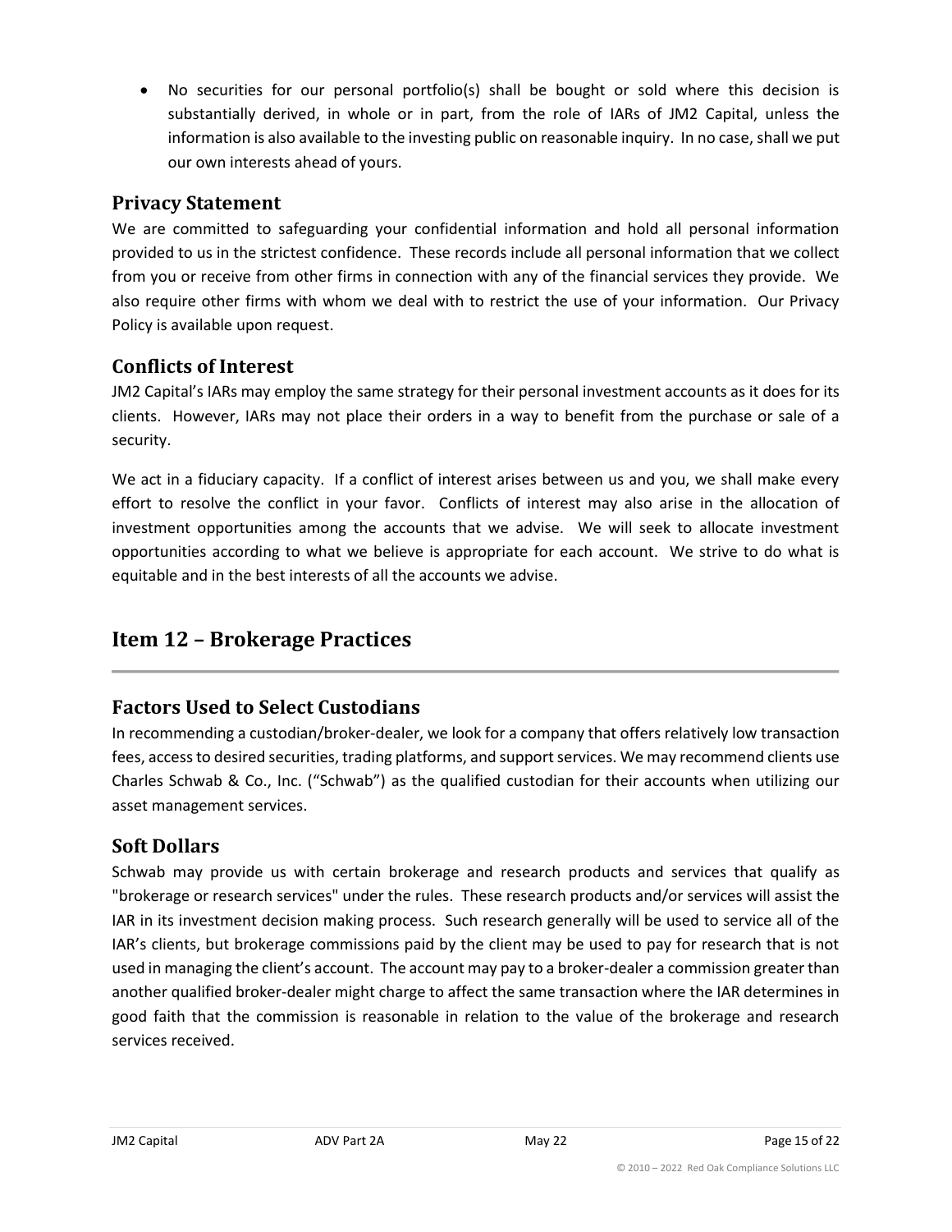- No securities for our personal portfolio(s) shall be bought or sold where this decision is substantially derived, in whole or in part, from the role of IARs of JM2 Capital, unless the information is also available to the investing public on reasonable inquiry. In no case, shall we put our own interests ahead of yours.

### Privacy Statement

We are committed to safeguarding your confidential information and hold all personal information provided to us in the strictest confidence. These records include all personal information that we collect from you or receive from other firms in connection with any of the financial services they provide. We also require other firms with whom we deal with to restrict the use of your information. Our Privacy Policy is available upon request.

### Conflicts of Interest

JM2 Capital's IARs may employ the same strategy for their personal investment accounts as it does for its clients. However, IARs may not place their orders in a way to benefit from the purchase or sale of a security.

We act in a fiduciary capacity. If a conflict of interest arises between us and you, we shall make every effort to resolve the conflict in your favor. Conflicts of interest may also arise in the allocation of investment opportunities among the accounts that we advise. We will seek to allocate investment opportunities according to what we believe is appropriate for each account. We strive to do what is equitable and in the best interests of all the accounts we advise.

## Item 12 – Brokerage Practices

### Factors Used to Select Custodians

In recommending a custodian/broker-dealer, we look for a company that offers relatively low transaction fees, access to desired securities, trading platforms, and support services. We may recommend clients use Charles Schwab & Co., Inc. ("Schwab") as the qualified custodian for their accounts when utilizing our asset management services.

### Soft Dollars

Schwab may provide us with certain brokerage and research products and services that qualify as "brokerage or research services" under the rules. These research products and/or services will assist the IAR in its investment decision making process. Such research generally will be used to service all of the IAR's clients, but brokerage commissions paid by the client may be used to pay for research that is not used in managing the client's account. The account may pay to a broker-dealer a commission greater than another qualified broker-dealer might charge to affect the same transaction where the IAR determines in good faith that the commission is reasonable in relation to the value of the brokerage and research services received.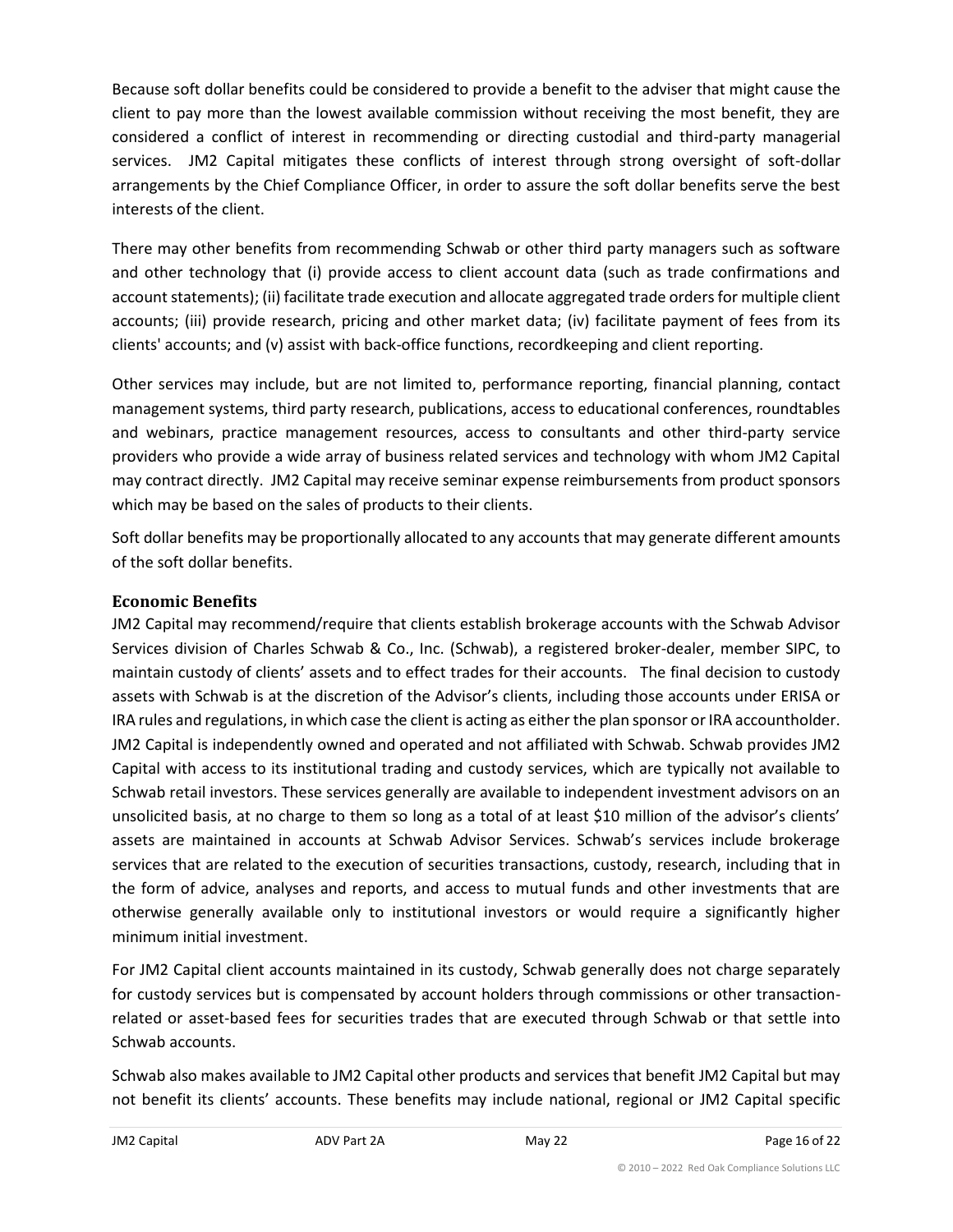Because soft dollar benefits could be considered to provide a benefit to the adviser that might cause the client to pay more than the lowest available commission without receiving the most benefit, they are considered a conflict of interest in recommending or directing custodial and third-party managerial services. JM2 Capital mitigates these conflicts of interest through strong oversight of soft-dollar arrangements by the Chief Compliance Officer, in order to assure the soft dollar benefits serve the best interests of the client.

There may other benefits from recommending Schwab or other third party managers such as software and other technology that (i) provide access to client account data (such as trade confirmations and account statements); (ii) facilitate trade execution and allocate aggregated trade orders for multiple client accounts; (iii) provide research, pricing and other market data; (iv) facilitate payment of fees from its clients' accounts; and (v) assist with back-office functions, recordkeeping and client reporting.

Other services may include, but are not limited to, performance reporting, financial planning, contact management systems, third party research, publications, access to educational conferences, roundtables and webinars, practice management resources, access to consultants and other third-party service providers who provide a wide array of business related services and technology with whom JM2 Capital may contract directly. JM2 Capital may receive seminar expense reimbursements from product sponsors which may be based on the sales of products to their clients.

Soft dollar benefits may be proportionally allocated to any accounts that may generate different amounts of the soft dollar benefits.

### Economic Benefits

JM2 Capital may recommend/require that clients establish brokerage accounts with the Schwab Advisor Services division of Charles Schwab & Co., Inc. (Schwab), a registered broker-dealer, member SIPC, to maintain custody of clients' assets and to effect trades for their accounts. The final decision to custody assets with Schwab is at the discretion of the Advisor's clients, including those accounts under ERISA or IRA rules and regulations, in which case the client is acting as either the plan sponsor or IRA accountholder. JM2 Capital is independently owned and operated and not affiliated with Schwab. Schwab provides JM2 Capital with access to its institutional trading and custody services, which are typically not available to Schwab retail investors. These services generally are available to independent investment advisors on an unsolicited basis, at no charge to them so long as a total of at least $10 million of the advisor's clients' assets are maintained in accounts at Schwab Advisor Services. Schwab's services include brokerage services that are related to the execution of securities transactions, custody, research, including that in the form of advice, analyses and reports, and access to mutual funds and other investments that are otherwise generally available only to institutional investors or would require a significantly higher minimum initial investment.

For JM2 Capital client accounts maintained in its custody, Schwab generally does not charge separately for custody services but is compensated by account holders through commissions or other transaction-related or asset-based fees for securities trades that are executed through Schwab or that settle into Schwab accounts.

Schwab also makes available to JM2 Capital other products and services that benefit JM2 Capital but may not benefit its clients' accounts. These benefits may include national, regional or JM2 Capital specific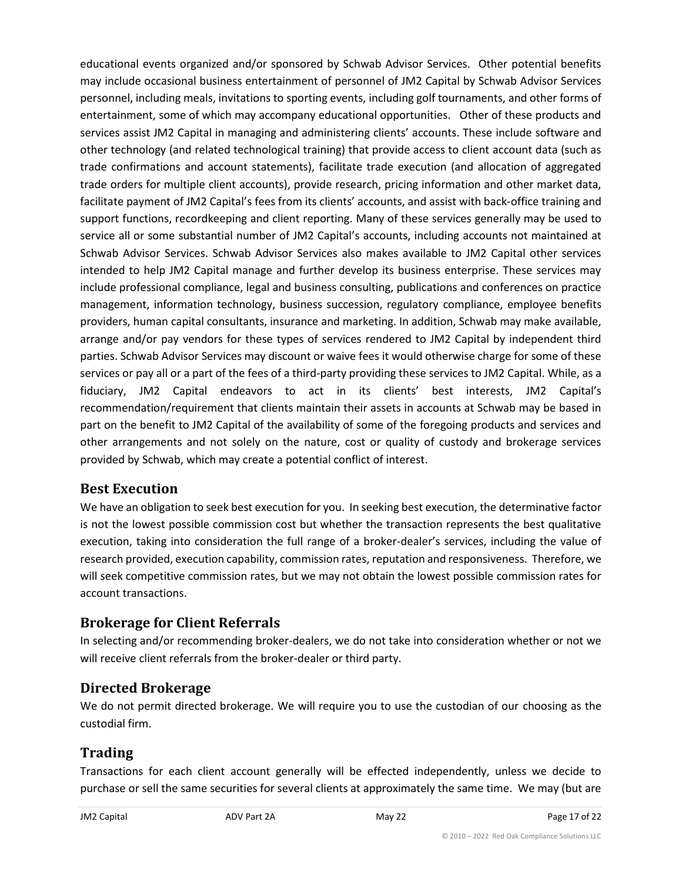educational events organized and/or sponsored by Schwab Advisor Services. Other potential benefits may include occasional business entertainment of personnel of JM2 Capital by Schwab Advisor Services personnel, including meals, invitations to sporting events, including golf tournaments, and other forms of entertainment, some of which may accompany educational opportunities. Other of these products and services assist JM2 Capital in managing and administering clients' accounts. These include software and other technology (and related technological training) that provide access to client account data (such as trade confirmations and account statements), facilitate trade execution (and allocation of aggregated trade orders for multiple client accounts), provide research, pricing information and other market data, facilitate payment of JM2 Capital's fees from its clients' accounts, and assist with back-office training and support functions, recordkeeping and client reporting. Many of these services generally may be used to service all or some substantial number of JM2 Capital's accounts, including accounts not maintained at Schwab Advisor Services. Schwab Advisor Services also makes available to JM2 Capital other services intended to help JM2 Capital manage and further develop its business enterprise. These services may include professional compliance, legal and business consulting, publications and conferences on practice management, information technology, business succession, regulatory compliance, employee benefits providers, human capital consultants, insurance and marketing. In addition, Schwab may make available, arrange and/or pay vendors for these types of services rendered to JM2 Capital by independent third parties. Schwab Advisor Services may discount or waive fees it would otherwise charge for some of these services or pay all or a part of the fees of a third-party providing these services to JM2 Capital. While, as a fiduciary, JM2 Capital endeavors to act in its clients' best interests, JM2 Capital's recommendation/requirement that clients maintain their assets in accounts at Schwab may be based in part on the benefit to JM2 Capital of the availability of some of the foregoing products and services and other arrangements and not solely on the nature, cost or quality of custody and brokerage services provided by Schwab, which may create a potential conflict of interest.

## Best Execution

We have an obligation to seek best execution for you. In seeking best execution, the determinative factor is not the lowest possible commission cost but whether the transaction represents the best qualitative execution, taking into consideration the full range of a broker-dealer's services, including the value of research provided, execution capability, commission rates, reputation and responsiveness. Therefore, we will seek competitive commission rates, but we may not obtain the lowest possible commission rates for account transactions.

## Brokerage for Client Referrals

In selecting and/or recommending broker-dealers, we do not take into consideration whether or not we will receive client referrals from the broker-dealer or third party.

## Directed Brokerage

We do not permit directed brokerage. We will require you to use the custodian of our choosing as the custodial firm.

## Trading

Transactions for each client account generally will be effected independently, unless we decide to purchase or sell the same securities for several clients at approximately the same time. We may (but are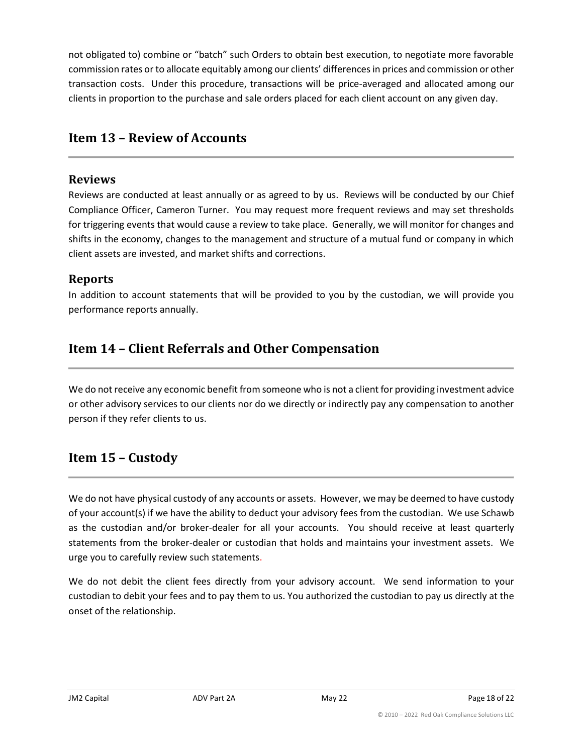not obligated to) combine or "batch" such Orders to obtain best execution, to negotiate more favorable commission rates or to allocate equitably among our clients' differences in prices and commission or other transaction costs. Under this procedure, transactions will be price-averaged and allocated among our clients in proportion to the purchase and sale orders placed for each client account on any given day.

## Item 13 – Review of Accounts

### Reviews

Reviews are conducted at least annually or as agreed to by us. Reviews will be conducted by our Chief Compliance Officer, Cameron Turner. You may request more frequent reviews and may set thresholds for triggering events that would cause a review to take place. Generally, we will monitor for changes and shifts in the economy, changes to the management and structure of a mutual fund or company in which client assets are invested, and market shifts and corrections.

### Reports

In addition to account statements that will be provided to you by the custodian, we will provide you performance reports annually.

## Item 14 – Client Referrals and Other Compensation

We do not receive any economic benefit from someone who is not a client for providing investment advice or other advisory services to our clients nor do we directly or indirectly pay any compensation to another person if they refer clients to us.

## Item 15 – Custody

We do not have physical custody of any accounts or assets. However, we may be deemed to have custody of your account(s) if we have the ability to deduct your advisory fees from the custodian. We use Schawb as the custodian and/or broker-dealer for all your accounts. You should receive at least quarterly statements from the broker-dealer or custodian that holds and maintains your investment assets. We urge you to carefully review such statements.

We do not debit the client fees directly from your advisory account. We send information to your custodian to debit your fees and to pay them to us. You authorized the custodian to pay us directly at the onset of the relationship.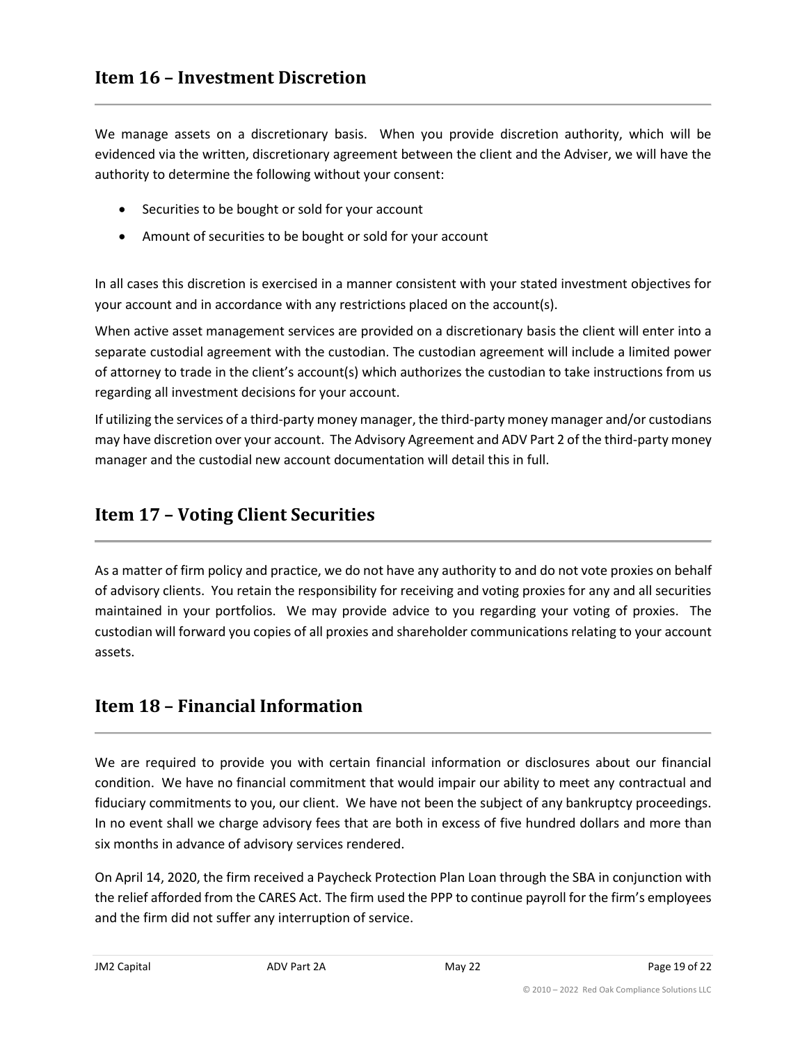## Item 16 – Investment Discretion

We manage assets on a discretionary basis. When you provide discretion authority, which will be evidenced via the written, discretionary agreement between the client and the Adviser, we will have the authority to determine the following without your consent:

- Securities to be bought or sold for your account
- Amount of securities to be bought or sold for your account

In all cases this discretion is exercised in a manner consistent with your stated investment objectives for your account and in accordance with any restrictions placed on the account(s).

When active asset management services are provided on a discretionary basis the client will enter into a separate custodial agreement with the custodian. The custodian agreement will include a limited power of attorney to trade in the client's account(s) which authorizes the custodian to take instructions from us regarding all investment decisions for your account.

If utilizing the services of a third-party money manager, the third-party money manager and/or custodians may have discretion over your account. The Advisory Agreement and ADV Part 2 of the third-party money manager and the custodial new account documentation will detail this in full.

## Item 17 – Voting Client Securities

As a matter of firm policy and practice, we do not have any authority to and do not vote proxies on behalf of advisory clients. You retain the responsibility for receiving and voting proxies for any and all securities maintained in your portfolios. We may provide advice to you regarding your voting of proxies. The custodian will forward you copies of all proxies and shareholder communications relating to your account assets.

## Item 18 – Financial Information

We are required to provide you with certain financial information or disclosures about our financial condition. We have no financial commitment that would impair our ability to meet any contractual and fiduciary commitments to you, our client. We have not been the subject of any bankruptcy proceedings. In no event shall we charge advisory fees that are both in excess of five hundred dollars and more than six months in advance of advisory services rendered.

On April 14, 2020, the firm received a Paycheck Protection Plan Loan through the SBA in conjunction with the relief afforded from the CARES Act. The firm used the PPP to continue payroll for the firm's employees and the firm did not suffer any interruption of service.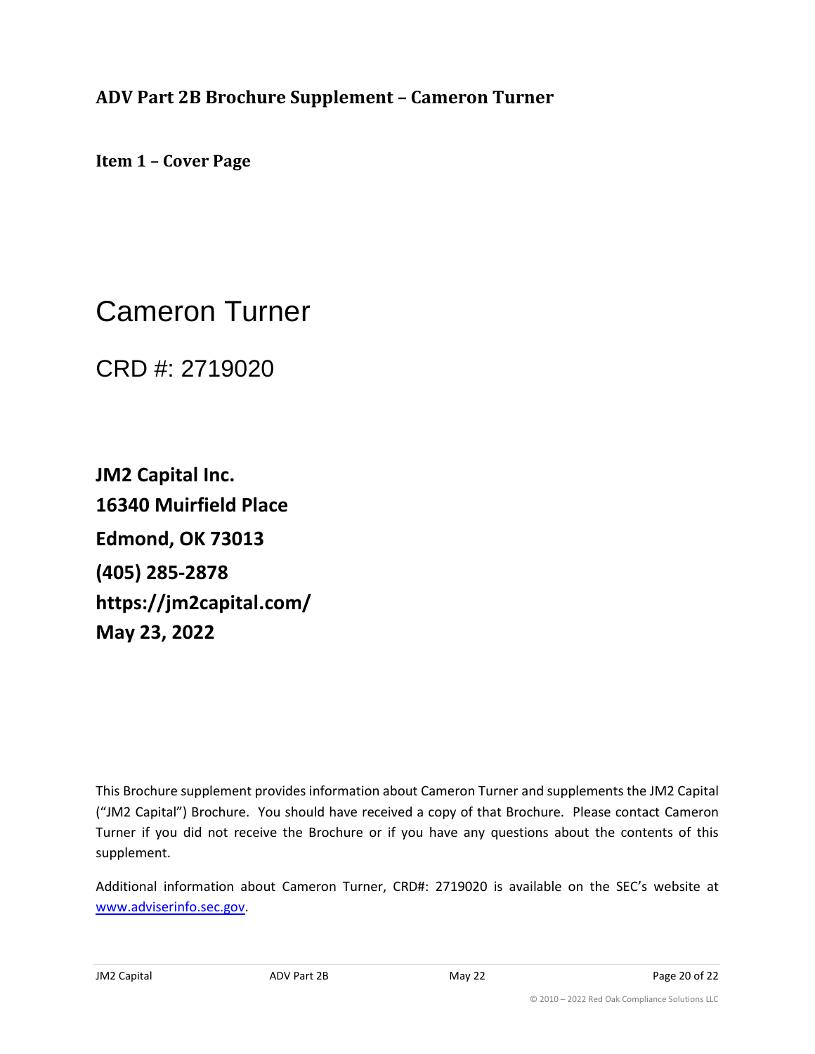## ADV Part 2B Brochure Supplement – Cameron Turner

### Item 1 – Cover Page

# Cameron Turner

CRD #: 2719020

**JM2 Capital Inc.**
**16340 Muirfield Place**
**Edmond, OK 73013**
**(405) 285-2878**
**https://jm2capital.com/**
**May 23, 2022**

This Brochure supplement provides information about Cameron Turner and supplements the JM2 Capital ("JM2 Capital") Brochure. You should have received a copy of that Brochure. Please contact Cameron Turner if you did not receive the Brochure or if you have any questions about the contents of this supplement.

Additional information about Cameron Turner, CRD#: 2719020 is available on the SEC's website at www.adviserinfo.sec.gov.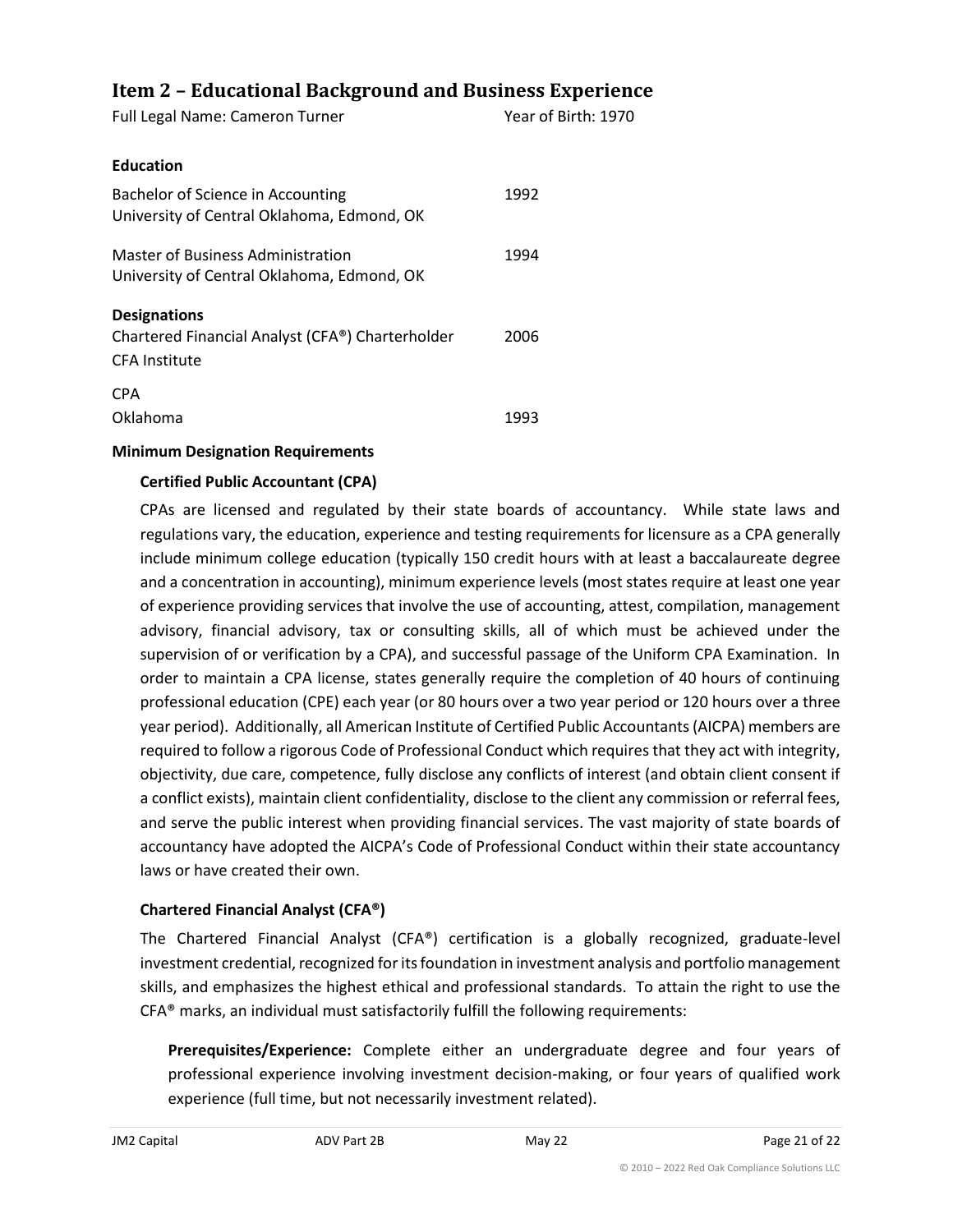## Item 2 – Educational Background and Business Experience

Full Legal Name: Cameron Turner Year of Birth: 1970

**Education**

| | |
|---|---|
| Bachelor of Science in Accounting<br>University of Central Oklahoma, Edmond, OK | 1992 |
| Master of Business Administration<br>University of Central Oklahoma, Edmond, OK | 1994 |

**Designations**

| | |
|---|---|
| Chartered Financial Analyst (CFA®) Charterholder<br>CFA Institute | 2006 |
| CPA<br>Oklahoma | 1993 |

**Minimum Designation Requirements**

**Certified Public Accountant (CPA)**

CPAs are licensed and regulated by their state boards of accountancy. While state laws and regulations vary, the education, experience and testing requirements for licensure as a CPA generally include minimum college education (typically 150 credit hours with at least a baccalaureate degree and a concentration in accounting), minimum experience levels (most states require at least one year of experience providing services that involve the use of accounting, attest, compilation, management advisory, financial advisory, tax or consulting skills, all of which must be achieved under the supervision of or verification by a CPA), and successful passage of the Uniform CPA Examination. In order to maintain a CPA license, states generally require the completion of 40 hours of continuing professional education (CPE) each year (or 80 hours over a two year period or 120 hours over a three year period). Additionally, all American Institute of Certified Public Accountants (AICPA) members are required to follow a rigorous Code of Professional Conduct which requires that they act with integrity, objectivity, due care, competence, fully disclose any conflicts of interest (and obtain client consent if a conflict exists), maintain client confidentiality, disclose to the client any commission or referral fees, and serve the public interest when providing financial services. The vast majority of state boards of accountancy have adopted the AICPA's Code of Professional Conduct within their state accountancy laws or have created their own.

**Chartered Financial Analyst (CFA®)**

The Chartered Financial Analyst (CFA®) certification is a globally recognized, graduate-level investment credential, recognized for its foundation in investment analysis and portfolio management skills, and emphasizes the highest ethical and professional standards. To attain the right to use the CFA® marks, an individual must satisfactorily fulfill the following requirements:

**Prerequisites/Experience:** Complete either an undergraduate degree and four years of professional experience involving investment decision-making, or four years of qualified work experience (full time, but not necessarily investment related).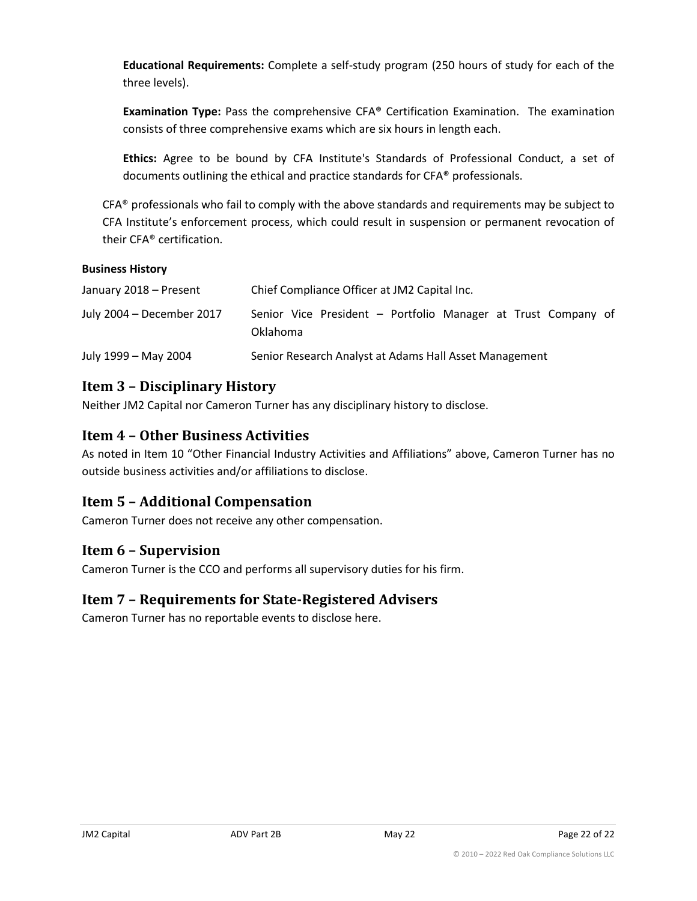**Educational Requirements:** Complete a self-study program (250 hours of study for each of the three levels).

**Examination Type:** Pass the comprehensive CFA® Certification Examination. The examination consists of three comprehensive exams which are six hours in length each.

**Ethics:** Agree to be bound by CFA Institute's Standards of Professional Conduct, a set of documents outlining the ethical and practice standards for CFA® professionals.

CFA® professionals who fail to comply with the above standards and requirements may be subject to CFA Institute's enforcement process, which could result in suspension or permanent revocation of their CFA® certification.

**Business History**

| | |
|---|---|
| January 2018 – Present | Chief Compliance Officer at JM2 Capital Inc. |
| July 2004 – December 2017 | Senior Vice President – Portfolio Manager at Trust Company of Oklahoma |
| July 1999 – May 2004 | Senior Research Analyst at Adams Hall Asset Management |

## Item 3 – Disciplinary History

Neither JM2 Capital nor Cameron Turner has any disciplinary history to disclose.

## Item 4 – Other Business Activities

As noted in Item 10 "Other Financial Industry Activities and Affiliations" above, Cameron Turner has no outside business activities and/or affiliations to disclose.

## Item 5 – Additional Compensation

Cameron Turner does not receive any other compensation.

## Item 6 – Supervision

Cameron Turner is the CCO and performs all supervisory duties for his firm.

## Item 7 – Requirements for State-Registered Advisers

Cameron Turner has no reportable events to disclose here.